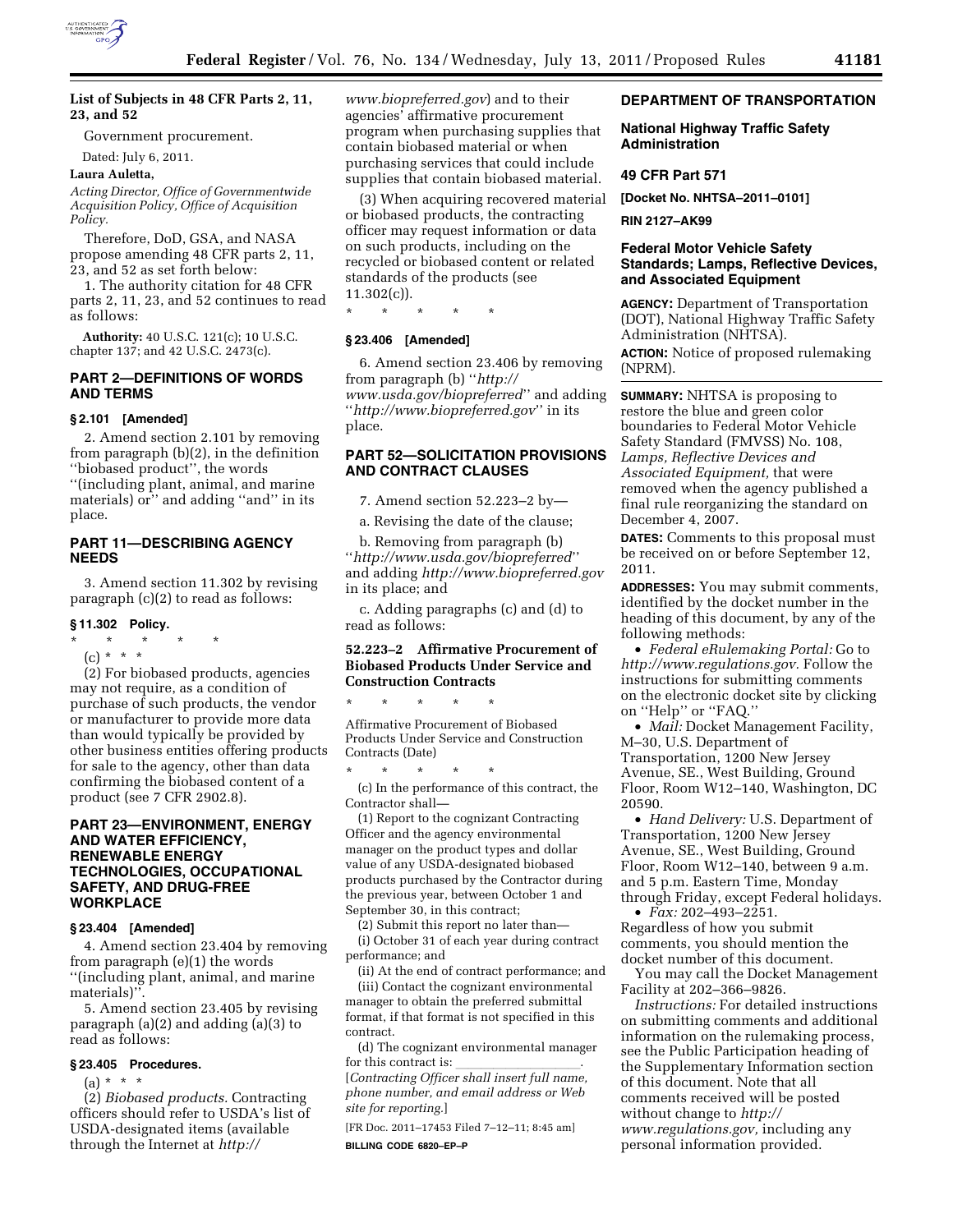**List of Subjects in 48 CFR Parts 2, 11, 23, and 52**

Government procurement.

Dated: July 6, 2011.

**Laura Auletta,**

*Acting Director, Office of Governmentwide Acquisition Policy, Office of Acquisition Policy.*

Therefore, DoD, GSA, and NASA propose amending 48 CFR parts 2, 11, 23, and 52 as set forth below:

1. The authority citation for 48 CFR parts 2, 11, 23, and 52 continues to read as follows:

**Authority:** 40 U.S.C. 121(c); 10 U.S.C. chapter 137; and 42 U.S.C. 2473(c).

## PART 2—DEFINITIONS OF WORDS AND TERMS

### § 2.101 [Amended]

2. Amend section 2.101 by removing from paragraph (b)(2), in the definition ''biobased product'', the words ''(including plant, animal, and marine materials) or'' and adding ''and'' in its place.

## PART 11—DESCRIBING AGENCY NEEDS

3. Amend section 11.302 by revising paragraph (c)(2) to read as follows:

### § 11.302 Policy.

\* \* \* \* \*

(c) \* \* \*

(2) For biobased products, agencies may not require, as a condition of purchase of such products, the vendor or manufacturer to provide more data than would typically be provided by other business entities offering products for sale to the agency, other than data confirming the biobased content of a product (see 7 CFR 2902.8).

## PART 23—ENVIRONMENT, ENERGY AND WATER EFFICIENCY, RENEWABLE ENERGY TECHNOLOGIES, OCCUPATIONAL SAFETY, AND DRUG-FREE WORKPLACE

### § 23.404 [Amended]

4. Amend section 23.404 by removing from paragraph (e)(1) the words ''(including plant, animal, and marine materials)''.

5. Amend section 23.405 by revising paragraph (a)(2) and adding (a)(3) to read as follows:

### § 23.405 Procedures.

(a) \* \* \*

(2) *Biobased products.* Contracting officers should refer to USDA's list of USDA-designated items (available through the Internet at *http://www.biopreferred.gov*) and to their agencies' affirmative procurement program when purchasing supplies that contain biobased material or when purchasing services that could include supplies that contain biobased material.

(3) When acquiring recovered material or biobased products, the contracting officer may request information or data on such products, including on the recycled or biobased content or related standards of the products (see 11.302(c)).

\* \* \* \* \*

### § 23.406 [Amended]

6. Amend section 23.406 by removing from paragraph (b) ''*http://www.usda.gov/biopreferred*'' and adding ''*http://www.biopreferred.gov*'' in its place.

## PART 52—SOLICITATION PROVISIONS AND CONTRACT CLAUSES

7. Amend section 52.223–2 by—

a. Revising the date of the clause;

b. Removing from paragraph (b) ''*http://www.usda.gov/biopreferred*'' and adding *http://www.biopreferred.gov* in its place; and

c. Adding paragraphs (c) and (d) to read as follows:

### 52.223–2 Affirmative Procurement of Biobased Products Under Service and Construction Contracts

\* \* \* \* \*

Affirmative Procurement of Biobased Products Under Service and Construction Contracts (Date)

\* \* \* \* \*

(c) In the performance of this contract, the Contractor shall—

(1) Report to the cognizant Contracting Officer and the agency environmental manager on the product types and dollar value of any USDA-designated biobased products purchased by the Contractor during the previous year, between October 1 and September 30, in this contract;

(2) Submit this report no later than—

(i) October 31 of each year during contract performance; and

(ii) At the end of contract performance; and

(iii) Contact the cognizant environmental manager to obtain the preferred submittal format, if that format is not specified in this contract.

(d) The cognizant environmental manager for this contract is: \_\_\_\_\_\_\_\_\_\_\_\_\_\_\_\_\_\_.

[*Contracting Officer shall insert full name, phone number, and email address or Web site for reporting.*]

[FR Doc. 2011–17453 Filed 7–12–11; 8:45 am]

**BILLING CODE 6820–EP–P**

## DEPARTMENT OF TRANSPORTATION

### National Highway Traffic Safety Administration

### 49 CFR Part 571

**[Docket No. NHTSA–2011–0101]**

**RIN 2127–AK99**

### Federal Motor Vehicle Safety Standards; Lamps, Reflective Devices, and Associated Equipment

**AGENCY:** Department of Transportation (DOT), National Highway Traffic Safety Administration (NHTSA).

**ACTION:** Notice of proposed rulemaking (NPRM).

**SUMMARY:** NHTSA is proposing to restore the blue and green color boundaries to Federal Motor Vehicle Safety Standard (FMVSS) No. 108, *Lamps, Reflective Devices and Associated Equipment,* that were removed when the agency published a final rule reorganizing the standard on December 4, 2007.

**DATES:** Comments to this proposal must be received on or before September 12, 2011.

**ADDRESSES:** You may submit comments, identified by the docket number in the heading of this document, by any of the following methods:

- *Federal eRulemaking Portal:* Go to *http://www.regulations.gov.* Follow the instructions for submitting comments on the electronic docket site by clicking on ''Help'' or ''FAQ.''
- *Mail:* Docket Management Facility, M–30, U.S. Department of Transportation, 1200 New Jersey Avenue, SE., West Building, Ground Floor, Room W12–140, Washington, DC 20590.
- *Hand Delivery:* U.S. Department of Transportation, 1200 New Jersey Avenue, SE., West Building, Ground Floor, Room W12–140, between 9 a.m. and 5 p.m. Eastern Time, Monday through Friday, except Federal holidays.
- *Fax:* 202–493–2251.

Regardless of how you submit comments, you should mention the docket number of this document.

You may call the Docket Management Facility at 202–366–9826.

*Instructions:* For detailed instructions on submitting comments and additional information on the rulemaking process, see the Public Participation heading of the Supplementary Information section of this document. Note that all comments received will be posted without change to *http://www.regulations.gov,* including any personal information provided.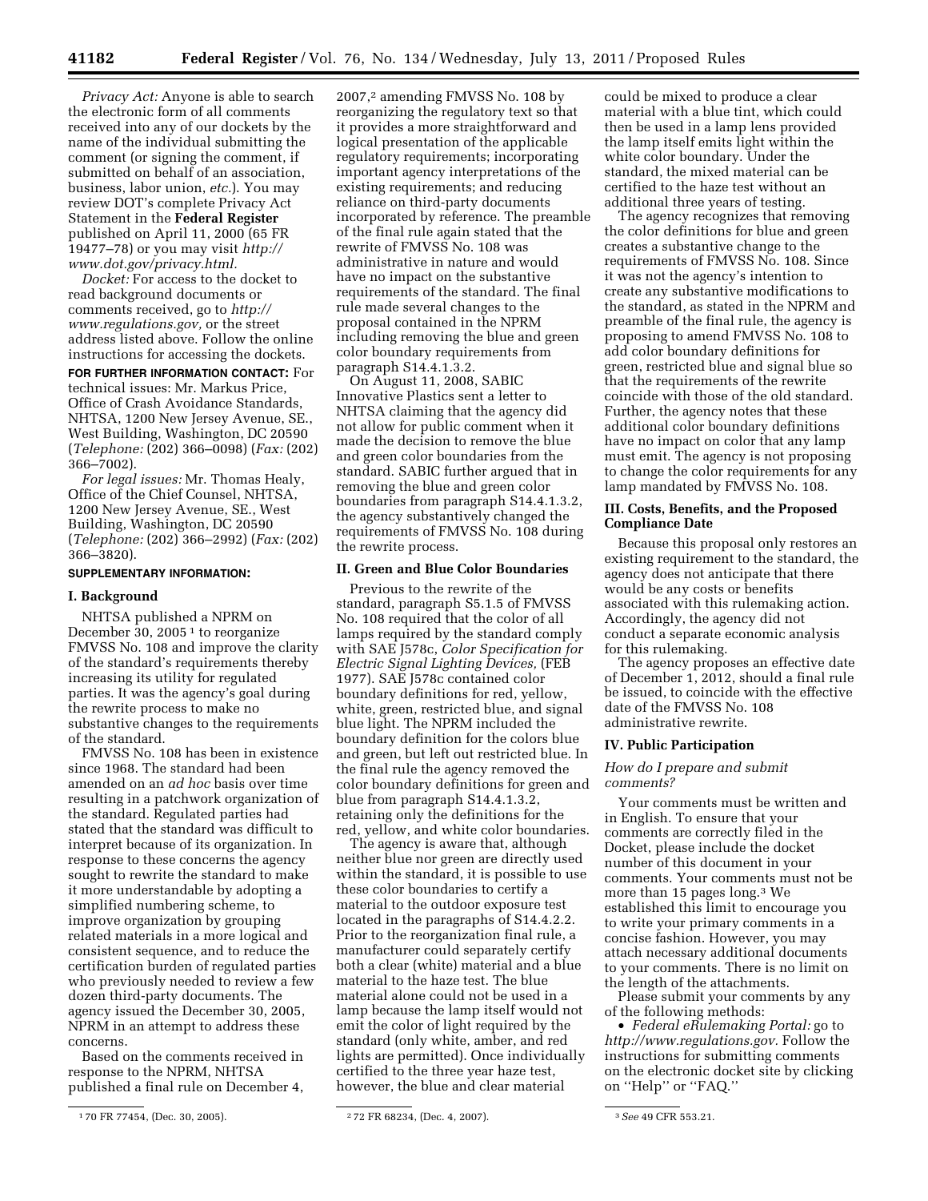*Privacy Act:* Anyone is able to search the electronic form of all comments received into any of our dockets by the name of the individual submitting the comment (or signing the comment, if submitted on behalf of an association, business, labor union, *etc.*). You may review DOT's complete Privacy Act Statement in the **Federal Register** published on April 11, 2000 (65 FR 19477–78) or you may visit *http://www.dot.gov/privacy.html.*

*Docket:* For access to the docket to read background documents or comments received, go to *http://www.regulations.gov,* or the street address listed above. Follow the online instructions for accessing the dockets.

**FOR FURTHER INFORMATION CONTACT:** For technical issues: Mr. Markus Price, Office of Crash Avoidance Standards, NHTSA, 1200 New Jersey Avenue, SE., West Building, Washington, DC 20590 (*Telephone:* (202) 366–0098) (*Fax:* (202) 366–7002).

*For legal issues:* Mr. Thomas Healy, Office of the Chief Counsel, NHTSA, 1200 New Jersey Avenue, SE., West Building, Washington, DC 20590 (*Telephone:* (202) 366–2992) (*Fax:* (202) 366–3820).

**SUPPLEMENTARY INFORMATION:**

## I. Background

NHTSA published a NPRM on December 30, 2005 [1] to reorganize FMVSS No. 108 and improve the clarity of the standard's requirements thereby increasing its utility for regulated parties. It was the agency's goal during the rewrite process to make no substantive changes to the requirements of the standard.

FMVSS No. 108 has been in existence since 1968. The standard had been amended on an *ad hoc* basis over time resulting in a patchwork organization of the standard. Regulated parties had stated that the standard was difficult to interpret because of its organization. In response to these concerns the agency sought to rewrite the standard to make it more understandable by adopting a simplified numbering scheme, to improve organization by grouping related materials in a more logical and consistent sequence, and to reduce the certification burden of regulated parties who previously needed to review a few dozen third-party documents. The agency issued the December 30, 2005, NPRM in an attempt to address these concerns.

Based on the comments received in response to the NPRM, NHTSA published a final rule on December 4, 2007,[2] amending FMVSS No. 108 by reorganizing the regulatory text so that it provides a more straightforward and logical presentation of the applicable regulatory requirements; incorporating important agency interpretations of the existing requirements; and reducing reliance on third-party documents incorporated by reference. The preamble of the final rule again stated that the rewrite of FMVSS No. 108 was administrative in nature and would have no impact on the substantive requirements of the standard. The final rule made several changes to the proposal contained in the NPRM including removing the blue and green color boundary requirements from paragraph S14.4.1.3.2.

On August 11, 2008, SABIC Innovative Plastics sent a letter to NHTSA claiming that the agency did not allow for public comment when it made the decision to remove the blue and green color boundaries from the standard. SABIC further argued that in removing the blue and green color boundaries from paragraph S14.4.1.3.2, the agency substantively changed the requirements of FMVSS No. 108 during the rewrite process.

## II. Green and Blue Color Boundaries

Previous to the rewrite of the standard, paragraph S5.1.5 of FMVSS No. 108 required that the color of all lamps required by the standard comply with SAE J578c, *Color Specification for Electric Signal Lighting Devices,* (FEB 1977). SAE J578c contained color boundary definitions for red, yellow, white, green, restricted blue, and signal blue light. The NPRM included the boundary definition for the colors blue and green, but left out restricted blue. In the final rule the agency removed the color boundary definitions for green and blue from paragraph S14.4.1.3.2, retaining only the definitions for the red, yellow, and white color boundaries.

The agency is aware that, although neither blue nor green are directly used within the standard, it is possible to use these color boundaries to certify a material to the outdoor exposure test located in the paragraphs of S14.4.2.2. Prior to the reorganization final rule, a manufacturer could separately certify both a clear (white) material and a blue material to the haze test. The blue material alone could not be used in a lamp because the lamp itself would not emit the color of light required by the standard (only white, amber, and red lights are permitted). Once individually certified to the three year haze test, however, the blue and clear material could be mixed to produce a clear material with a blue tint, which could then be used in a lamp lens provided the lamp itself emits light within the white color boundary. Under the standard, the mixed material can be certified to the haze test without an additional three years of testing.

The agency recognizes that removing the color definitions for blue and green creates a substantive change to the requirements of FMVSS No. 108. Since it was not the agency's intention to create any substantive modifications to the standard, as stated in the NPRM and preamble of the final rule, the agency is proposing to amend FMVSS No. 108 to add color boundary definitions for green, restricted blue and signal blue so that the requirements of the rewrite coincide with those of the old standard. Further, the agency notes that these additional color boundary definitions have no impact on color that any lamp must emit. The agency is not proposing to change the color requirements for any lamp mandated by FMVSS No. 108.

## III. Costs, Benefits, and the Proposed Compliance Date

Because this proposal only restores an existing requirement to the standard, the agency does not anticipate that there would be any costs or benefits associated with this rulemaking action. Accordingly, the agency did not conduct a separate economic analysis for this rulemaking.

The agency proposes an effective date of December 1, 2012, should a final rule be issued, to coincide with the effective date of the FMVSS No. 108 administrative rewrite.

## IV. Public Participation

### *How do I prepare and submit comments?*

Your comments must be written and in English. To ensure that your comments are correctly filed in the Docket, please include the docket number of this document in your comments. Your comments must not be more than 15 pages long.[3] We established this limit to encourage you to write your primary comments in a concise fashion. However, you may attach necessary additional documents to your comments. There is no limit on the length of the attachments.

Please submit your comments by any of the following methods:

- *Federal eRulemaking Portal:* go to *http://www.regulations.gov.* Follow the instructions for submitting comments on the electronic docket site by clicking on ''Help'' or ''FAQ.''

---

[1] 70 FR 77454, (Dec. 30, 2005).

[2] 72 FR 68234, (Dec. 4, 2007).

[3] *See* 49 CFR 553.21.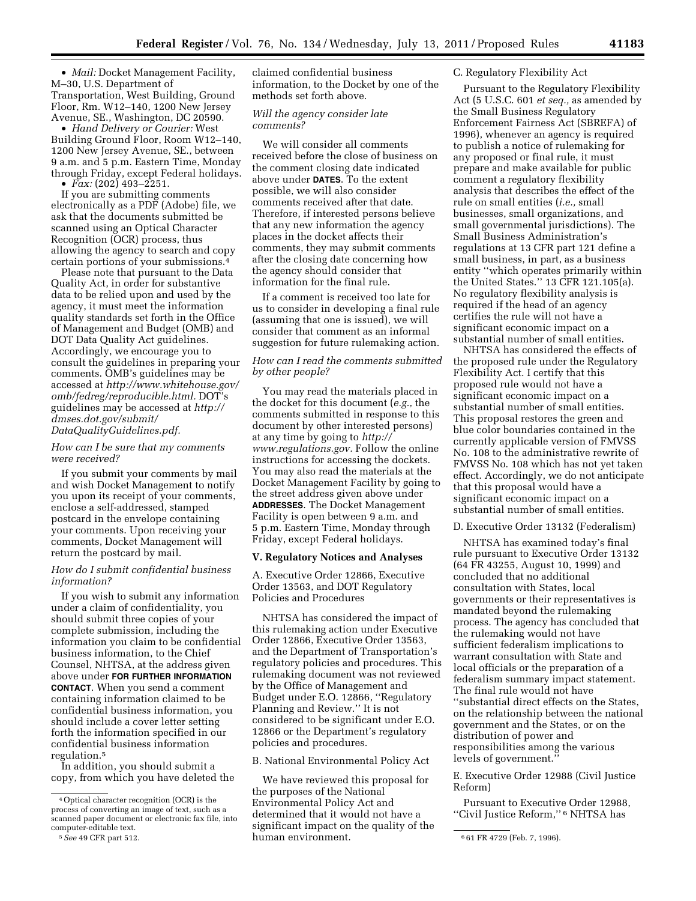- *Mail:* Docket Management Facility, M–30, U.S. Department of Transportation, West Building, Ground Floor, Rm. W12–140, 1200 New Jersey Avenue, SE., Washington, DC 20590.
- *Hand Delivery or Courier:* West Building Ground Floor, Room W12–140, 1200 New Jersey Avenue, SE., between 9 a.m. and 5 p.m. Eastern Time, Monday through Friday, except Federal holidays.
- *Fax:* (202) 493–2251.

If you are submitting comments electronically as a PDF (Adobe) file, we ask that the documents submitted be scanned using an Optical Character Recognition (OCR) process, thus allowing the agency to search and copy certain portions of your submissions.[4]

Please note that pursuant to the Data Quality Act, in order for substantive data to be relied upon and used by the agency, it must meet the information quality standards set forth in the Office of Management and Budget (OMB) and DOT Data Quality Act guidelines. Accordingly, we encourage you to consult the guidelines in preparing your comments. OMB's guidelines may be accessed at *http://www.whitehouse.gov/omb/fedreg/reproducible.html.* DOT's guidelines may be accessed at *http://dmses.dot.gov/submit/DataQualityGuidelines.pdf.*

*How can I be sure that my comments were received?*

If you submit your comments by mail and wish Docket Management to notify you upon its receipt of your comments, enclose a self-addressed, stamped postcard in the envelope containing your comments. Upon receiving your comments, Docket Management will return the postcard by mail.

*How do I submit confidential business information?*

If you wish to submit any information under a claim of confidentiality, you should submit three copies of your complete submission, including the information you claim to be confidential business information, to the Chief Counsel, NHTSA, at the address given above under **FOR FURTHER INFORMATION CONTACT**. When you send a comment containing information claimed to be confidential business information, you should include a cover letter setting forth the information specified in our confidential business information regulation.[5]

In addition, you should submit a copy, from which you have deleted the claimed confidential business information, to the Docket by one of the methods set forth above.

*Will the agency consider late comments?*

We will consider all comments received before the close of business on the comment closing date indicated above under **DATES**. To the extent possible, we will also consider comments received after that date. Therefore, if interested persons believe that any new information the agency places in the docket affects their comments, they may submit comments after the closing date concerning how the agency should consider that information for the final rule.

If a comment is received too late for us to consider in developing a final rule (assuming that one is issued), we will consider that comment as an informal suggestion for future rulemaking action.

*How can I read the comments submitted by other people?*

You may read the materials placed in the docket for this document (*e.g.,* the comments submitted in response to this document by other interested persons) at any time by going to *http://www.regulations.gov.* Follow the online instructions for accessing the dockets. You may also read the materials at the Docket Management Facility by going to the street address given above under **ADDRESSES**. The Docket Management Facility is open between 9 a.m. and 5 p.m. Eastern Time, Monday through Friday, except Federal holidays.

## V. Regulatory Notices and Analyses

### A. Executive Order 12866, Executive Order 13563, and DOT Regulatory Policies and Procedures

NHTSA has considered the impact of this rulemaking action under Executive Order 12866, Executive Order 13563, and the Department of Transportation's regulatory policies and procedures. This rulemaking document was not reviewed by the Office of Management and Budget under E.O. 12866, ''Regulatory Planning and Review.'' It is not considered to be significant under E.O. 12866 or the Department's regulatory policies and procedures.

### B. National Environmental Policy Act

We have reviewed this proposal for the purposes of the National Environmental Policy Act and determined that it would not have a significant impact on the quality of the human environment.

### C. Regulatory Flexibility Act

Pursuant to the Regulatory Flexibility Act (5 U.S.C. 601 *et seq.,* as amended by the Small Business Regulatory Enforcement Fairness Act (SBREFA) of 1996), whenever an agency is required to publish a notice of rulemaking for any proposed or final rule, it must prepare and make available for public comment a regulatory flexibility analysis that describes the effect of the rule on small entities (*i.e.,* small businesses, small organizations, and small governmental jurisdictions). The Small Business Administration's regulations at 13 CFR part 121 define a small business, in part, as a business entity ''which operates primarily within the United States.'' 13 CFR 121.105(a). No regulatory flexibility analysis is required if the head of an agency certifies the rule will not have a significant economic impact on a substantial number of small entities.

NHTSA has considered the effects of the proposed rule under the Regulatory Flexibility Act. I certify that this proposed rule would not have a significant economic impact on a substantial number of small entities. This proposal restores the green and blue color boundaries contained in the currently applicable version of FMVSS No. 108 to the administrative rewrite of FMVSS No. 108 which has not yet taken effect. Accordingly, we do not anticipate that this proposal would have a significant economic impact on a substantial number of small entities.

### D. Executive Order 13132 (Federalism)

NHTSA has examined today's final rule pursuant to Executive Order 13132 (64 FR 43255, August 10, 1999) and concluded that no additional consultation with States, local governments or their representatives is mandated beyond the rulemaking process. The agency has concluded that the rulemaking would not have sufficient federalism implications to warrant consultation with State and local officials or the preparation of a federalism summary impact statement. The final rule would not have ''substantial direct effects on the States, on the relationship between the national government and the States, or on the distribution of power and responsibilities among the various levels of government.''

### E. Executive Order 12988 (Civil Justice Reform)

Pursuant to Executive Order 12988, ''Civil Justice Reform,''[6] NHTSA has

---

[4] Optical character recognition (OCR) is the process of converting an image of text, such as a scanned paper document or electronic fax file, into computer-editable text.

[5] *See* 49 CFR part 512.

[6] 61 FR 4729 (Feb. 7, 1996).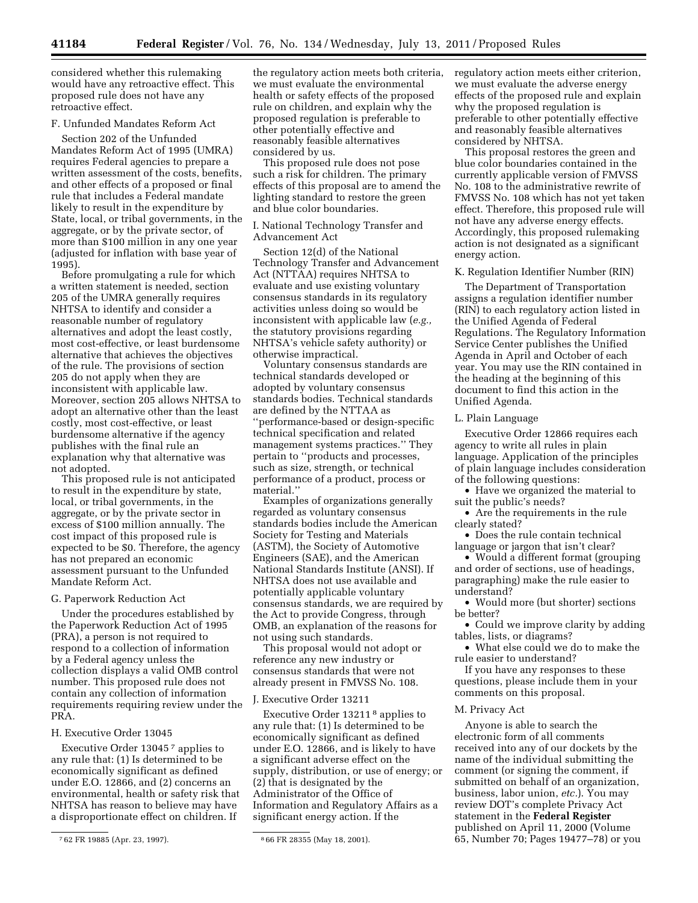considered whether this rulemaking would have any retroactive effect. This proposed rule does not have any retroactive effect.

### F. Unfunded Mandates Reform Act

Section 202 of the Unfunded Mandates Reform Act of 1995 (UMRA) requires Federal agencies to prepare a written assessment of the costs, benefits, and other effects of a proposed or final rule that includes a Federal mandate likely to result in the expenditure by State, local, or tribal governments, in the aggregate, or by the private sector, of more than $100 million in any one year (adjusted for inflation with base year of 1995).

Before promulgating a rule for which a written statement is needed, section 205 of the UMRA generally requires NHTSA to identify and consider a reasonable number of regulatory alternatives and adopt the least costly, most cost-effective, or least burdensome alternative that achieves the objectives of the rule. The provisions of section 205 do not apply when they are inconsistent with applicable law. Moreover, section 205 allows NHTSA to adopt an alternative other than the least costly, most cost-effective, or least burdensome alternative if the agency publishes with the final rule an explanation why that alternative was not adopted.

This proposed rule is not anticipated to result in the expenditure by state, local, or tribal governments, in the aggregate, or by the private sector in excess of $100 million annually. The cost impact of this proposed rule is expected to be $0. Therefore, the agency has not prepared an economic assessment pursuant to the Unfunded Mandate Reform Act.

### G. Paperwork Reduction Act

Under the procedures established by the Paperwork Reduction Act of 1995 (PRA), a person is not required to respond to a collection of information by a Federal agency unless the collection displays a valid OMB control number. This proposed rule does not contain any collection of information requirements requiring review under the PRA.

### H. Executive Order 13045

Executive Order 13045 [7] applies to any rule that: (1) Is determined to be economically significant as defined under E.O. 12866, and (2) concerns an environmental, health or safety risk that NHTSA has reason to believe may have a disproportionate effect on children. If the regulatory action meets both criteria, we must evaluate the environmental health or safety effects of the proposed rule on children, and explain why the proposed regulation is preferable to other potentially effective and reasonably feasible alternatives considered by us.

This proposed rule does not pose such a risk for children. The primary effects of this proposal are to amend the lighting standard to restore the green and blue color boundaries.

### I. National Technology Transfer and Advancement Act

Section 12(d) of the National Technology Transfer and Advancement Act (NTTAA) requires NHTSA to evaluate and use existing voluntary consensus standards in its regulatory activities unless doing so would be inconsistent with applicable law (*e.g.,* the statutory provisions regarding NHTSA's vehicle safety authority) or otherwise impractical.

Voluntary consensus standards are technical standards developed or adopted by voluntary consensus standards bodies. Technical standards are defined by the NTTAA as ''performance-based or design-specific technical specification and related management systems practices.'' They pertain to ''products and processes, such as size, strength, or technical performance of a product, process or material.''

Examples of organizations generally regarded as voluntary consensus standards bodies include the American Society for Testing and Materials (ASTM), the Society of Automotive Engineers (SAE), and the American National Standards Institute (ANSI). If NHTSA does not use available and potentially applicable voluntary consensus standards, we are required by the Act to provide Congress, through OMB, an explanation of the reasons for not using such standards.

This proposal would not adopt or reference any new industry or consensus standards that were not already present in FMVSS No. 108.

### J. Executive Order 13211

Executive Order 13211 [8] applies to any rule that: (1) Is determined to be economically significant as defined under E.O. 12866, and is likely to have a significant adverse effect on the supply, distribution, or use of energy; or (2) that is designated by the Administrator of the Office of Information and Regulatory Affairs as a significant energy action. If the regulatory action meets either criterion, we must evaluate the adverse energy effects of the proposed rule and explain why the proposed regulation is preferable to other potentially effective and reasonably feasible alternatives considered by NHTSA.

This proposal restores the green and blue color boundaries contained in the currently applicable version of FMVSS No. 108 to the administrative rewrite of FMVSS No. 108 which has not yet taken effect. Therefore, this proposed rule will not have any adverse energy effects. Accordingly, this proposed rulemaking action is not designated as a significant energy action.

### K. Regulation Identifier Number (RIN)

The Department of Transportation assigns a regulation identifier number (RIN) to each regulatory action listed in the Unified Agenda of Federal Regulations. The Regulatory Information Service Center publishes the Unified Agenda in April and October of each year. You may use the RIN contained in the heading at the beginning of this document to find this action in the Unified Agenda.

### L. Plain Language

Executive Order 12866 requires each agency to write all rules in plain language. Application of the principles of plain language includes consideration of the following questions:

- Have we organized the material to suit the public's needs?
- Are the requirements in the rule clearly stated?
- Does the rule contain technical language or jargon that isn't clear?
- Would a different format (grouping and order of sections, use of headings, paragraphing) make the rule easier to understand?
- Would more (but shorter) sections be better?
- Could we improve clarity by adding tables, lists, or diagrams?
- What else could we do to make the rule easier to understand?

If you have any responses to these questions, please include them in your comments on this proposal.

### M. Privacy Act

Anyone is able to search the electronic form of all comments received into any of our dockets by the name of the individual submitting the comment (or signing the comment, if submitted on behalf of an organization, business, labor union, *etc.*). You may review DOT's complete Privacy Act statement in the **Federal Register** published on April 11, 2000 (Volume 65, Number 70; Pages 19477–78) or you

---

[7] 62 FR 19885 (Apr. 23, 1997).

[8] 66 FR 28355 (May 18, 2001).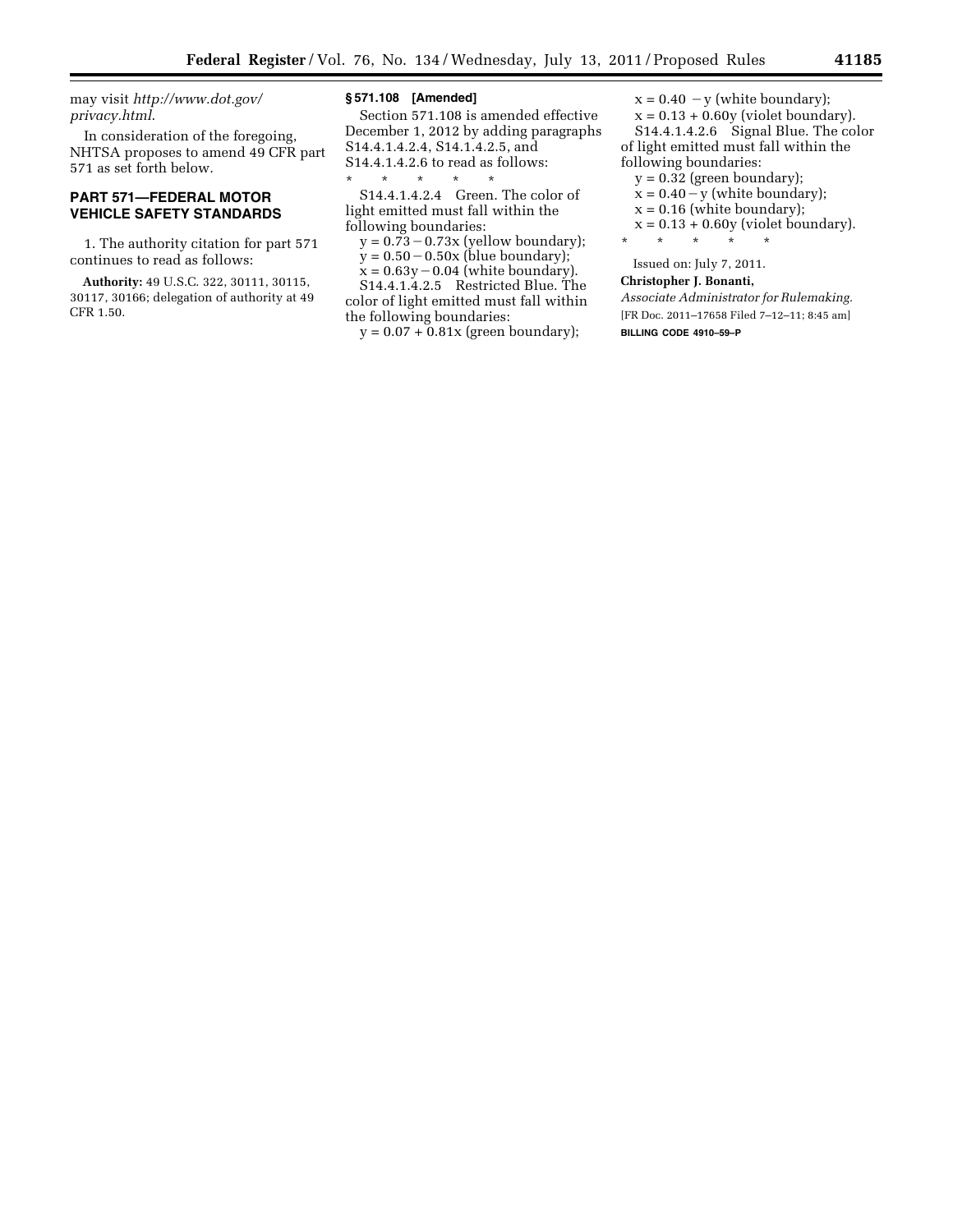may visit *http://www.dot.gov/privacy.html*.

In consideration of the foregoing, NHTSA proposes to amend 49 CFR part 571 as set forth below.

## PART 571—FEDERAL MOTOR VEHICLE SAFETY STANDARDS

1. The authority citation for part 571 continues to read as follows:

**Authority:** 49 U.S.C. 322, 30111, 30115, 30117, 30166; delegation of authority at 49 CFR 1.50.

### § 571.108 [Amended]

Section 571.108 is amended effective December 1, 2012 by adding paragraphs S14.4.1.4.2.4, S14.1.4.2.5, and S14.4.1.4.2.6 to read as follows:

\* \* \* \* \*

S14.4.1.4.2.4 Green. The color of light emitted must fall within the following boundaries:

$y = 0.73 - 0.73x$ (yellow boundary);
$y = 0.50 - 0.50x$ (blue boundary);
$x = 0.63y - 0.04$ (white boundary).

S14.4.1.4.2.5 Restricted Blue. The color of light emitted must fall within the following boundaries:

$y = 0.07 + 0.81x$ (green boundary);
$x = 0.40 - y$ (white boundary);
$x = 0.13 + 0.60y$ (violet boundary).

S14.4.1.4.2.6 Signal Blue. The color of light emitted must fall within the following boundaries:

$y = 0.32$ (green boundary);
$x = 0.40 - y$ (white boundary);
$x = 0.16$ (white boundary);
$x = 0.13 + 0.60y$ (violet boundary).

\* \* \* \* \*

Issued on: July 7, 2011.

**Christopher J. Bonanti,**

*Associate Administrator for Rulemaking.*

[FR Doc. 2011–17658 Filed 7–12–11; 8:45 am]

**BILLING CODE 4910–59–P**